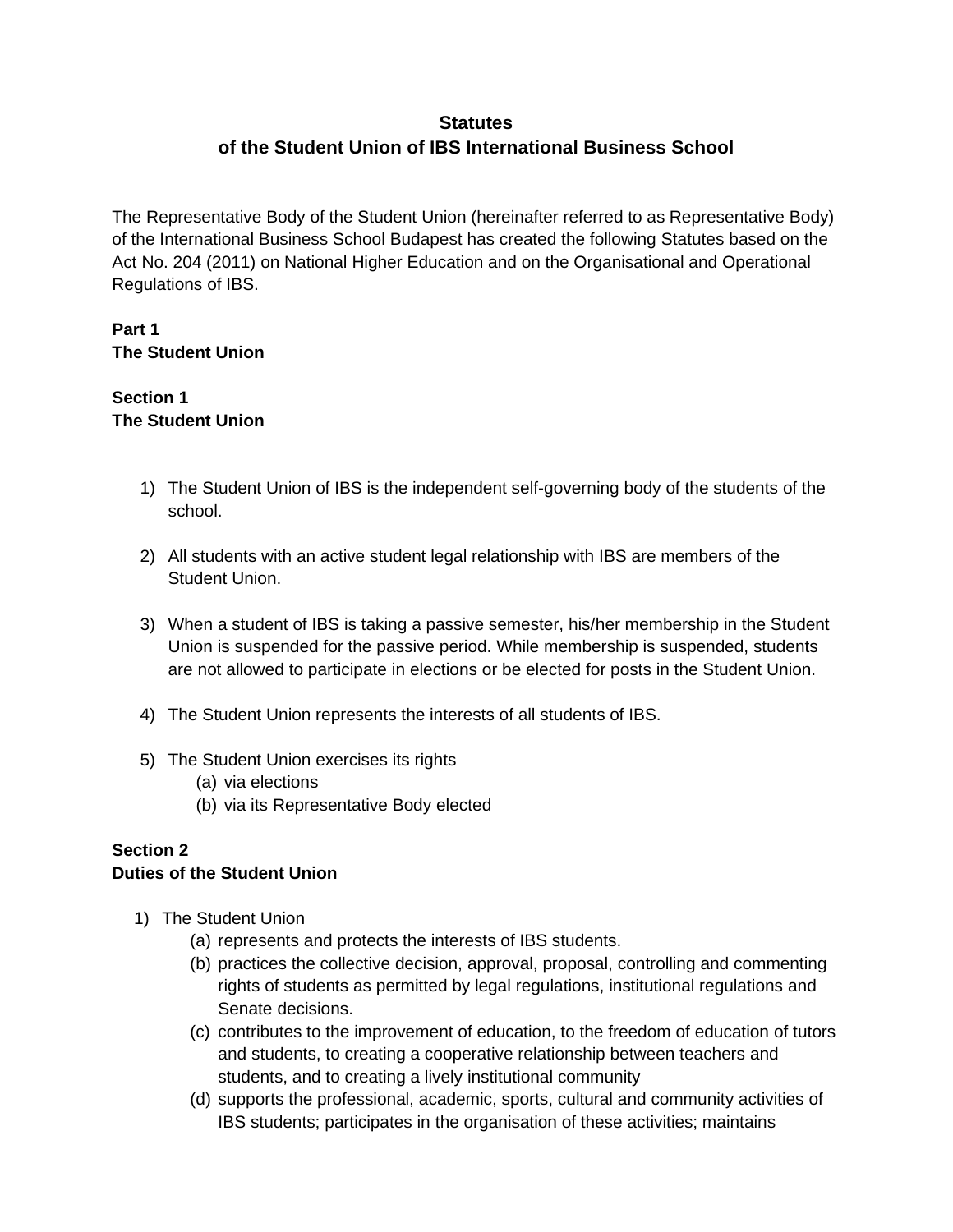# Statutes
# of the Student Union of IBS International Business School

The Representative Body of the Student Union (hereinafter referred to as Representative Body) of the International Business School Budapest has created the following Statutes based on the Act No. 204 (2011) on National Higher Education and on the Organisational and Operational Regulations of IBS.

## Part 1
## The Student Union

### Section 1
### The Student Union

1) The Student Union of IBS is the independent self-governing body of the students of the school.

2) All students with an active student legal relationship with IBS are members of the Student Union.

3) When a student of IBS is taking a passive semester, his/her membership in the Student Union is suspended for the passive period. While membership is suspended, students are not allowed to participate in elections or be elected for posts in the Student Union.

4) The Student Union represents the interests of all students of IBS.

5) The Student Union exercises its rights
   (a) via elections
   (b) via its Representative Body elected

### Section 2
### Duties of the Student Union

1) The Student Union
   (a) represents and protects the interests of IBS students.
   (b) practices the collective decision, approval, proposal, controlling and commenting rights of students as permitted by legal regulations, institutional regulations and Senate decisions.
   (c) contributes to the improvement of education, to the freedom of education of tutors and students, to creating a cooperative relationship between teachers and students, and to creating a lively institutional community
   (d) supports the professional, academic, sports, cultural and community activities of IBS students; participates in the organisation of these activities; maintains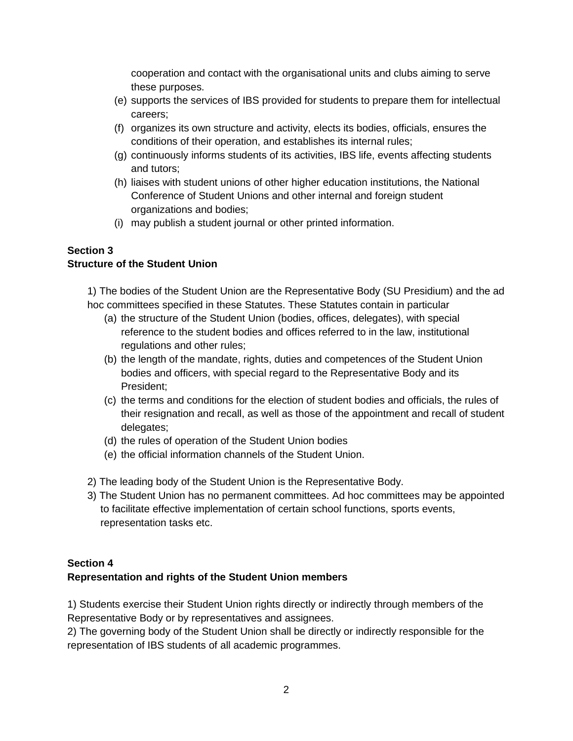cooperation and contact with the organisational units and clubs aiming to serve these purposes.

(e) supports the services of IBS provided for students to prepare them for intellectual careers;
(f) organizes its own structure and activity, elects its bodies, officials, ensures the conditions of their operation, and establishes its internal rules;
(g) continuously informs students of its activities, IBS life, events affecting students and tutors;
(h) liaises with student unions of other higher education institutions, the National Conference of Student Unions and other internal and foreign student organizations and bodies;
(i) may publish a student journal or other printed information.

**Section 3**
**Structure of the Student Union**

1) The bodies of the Student Union are the Representative Body (SU Presidium) and the ad hoc committees specified in these Statutes. These Statutes contain in particular

(a) the structure of the Student Union (bodies, offices, delegates), with special reference to the student bodies and offices referred to in the law, institutional regulations and other rules;
(b) the length of the mandate, rights, duties and competences of the Student Union bodies and officers, with special regard to the Representative Body and its President;
(c) the terms and conditions for the election of student bodies and officials, the rules of their resignation and recall, as well as those of the appointment and recall of student delegates;
(d) the rules of operation of the Student Union bodies
(e) the official information channels of the Student Union.

2) The leading body of the Student Union is the Representative Body.
3) The Student Union has no permanent committees. Ad hoc committees may be appointed to facilitate effective implementation of certain school functions, sports events, representation tasks etc.

**Section 4**
**Representation and rights of the Student Union members**

1) Students exercise their Student Union rights directly or indirectly through members of the Representative Body or by representatives and assignees.
2) The governing body of the Student Union shall be directly or indirectly responsible for the representation of IBS students of all academic programmes.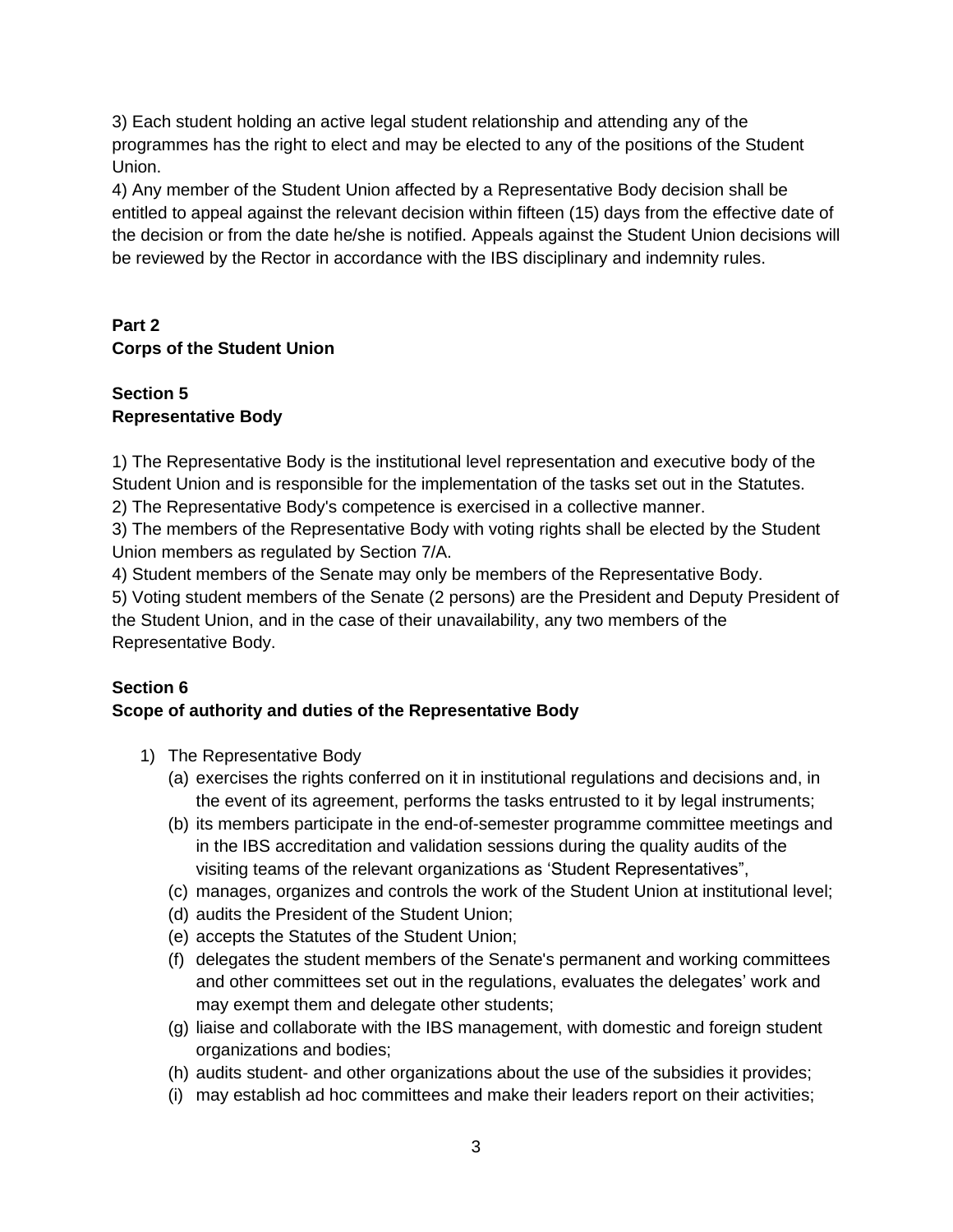3) Each student holding an active legal student relationship and attending any of the programmes has the right to elect and may be elected to any of the positions of the Student Union.

4) Any member of the Student Union affected by a Representative Body decision shall be entitled to appeal against the relevant decision within fifteen (15) days from the effective date of the decision or from the date he/she is notified. Appeals against the Student Union decisions will be reviewed by the Rector in accordance with the IBS disciplinary and indemnity rules.

## Part 2
## Corps of the Student Union

### Section 5
### Representative Body

1) The Representative Body is the institutional level representation and executive body of the Student Union and is responsible for the implementation of the tasks set out in the Statutes.

2) The Representative Body's competence is exercised in a collective manner.

3) The members of the Representative Body with voting rights shall be elected by the Student Union members as regulated by Section 7/A.

4) Student members of the Senate may only be members of the Representative Body.

5) Voting student members of the Senate (2 persons) are the President and Deputy President of the Student Union, and in the case of their unavailability, any two members of the Representative Body.

### Section 6
### Scope of authority and duties of the Representative Body

1) The Representative Body
   (a) exercises the rights conferred on it in institutional regulations and decisions and, in the event of its agreement, performs the tasks entrusted to it by legal instruments;
   (b) its members participate in the end-of-semester programme committee meetings and in the IBS accreditation and validation sessions during the quality audits of the visiting teams of the relevant organizations as 'Student Representatives",
   (c) manages, organizes and controls the work of the Student Union at institutional level;
   (d) audits the President of the Student Union;
   (e) accepts the Statutes of the Student Union;
   (f) delegates the student members of the Senate's permanent and working committees and other committees set out in the regulations, evaluates the delegates' work and may exempt them and delegate other students;
   (g) liaise and collaborate with the IBS management, with domestic and foreign student organizations and bodies;
   (h) audits student- and other organizations about the use of the subsidies it provides;
   (i) may establish ad hoc committees and make their leaders report on their activities;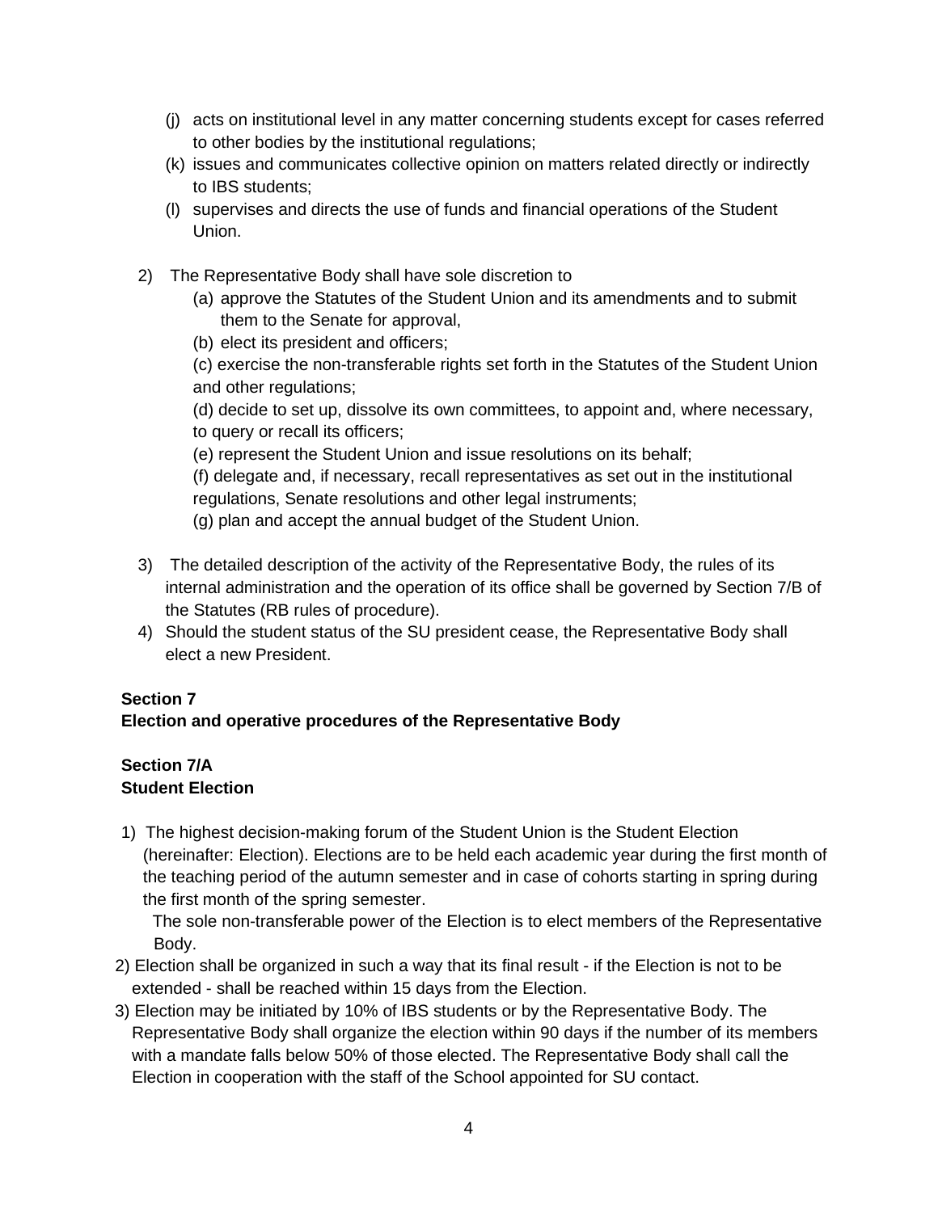(j) acts on institutional level in any matter concerning students except for cases referred to other bodies by the institutional regulations;

(k) issues and communicates collective opinion on matters related directly or indirectly to IBS students;

(l) supervises and directs the use of funds and financial operations of the Student Union.

2) The Representative Body shall have sole discretion to

(a) approve the Statutes of the Student Union and its amendments and to submit them to the Senate for approval,

(b) elect its president and officers;

(c) exercise the non-transferable rights set forth in the Statutes of the Student Union and other regulations;

(d) decide to set up, dissolve its own committees, to appoint and, where necessary, to query or recall its officers;

(e) represent the Student Union and issue resolutions on its behalf;

(f) delegate and, if necessary, recall representatives as set out in the institutional regulations, Senate resolutions and other legal instruments;

(g) plan and accept the annual budget of the Student Union.

3) The detailed description of the activity of the Representative Body, the rules of its internal administration and the operation of its office shall be governed by Section 7/B of the Statutes (RB rules of procedure).

4) Should the student status of the SU president cease, the Representative Body shall elect a new President.

**Section 7**
**Election and operative procedures of the Representative Body**

**Section 7/A**
**Student Election**

1) The highest decision-making forum of the Student Union is the Student Election (hereinafter: Election). Elections are to be held each academic year during the first month of the teaching period of the autumn semester and in case of cohorts starting in spring during the first month of the spring semester.
The sole non-transferable power of the Election is to elect members of the Representative Body.

2) Election shall be organized in such a way that its final result - if the Election is not to be extended - shall be reached within 15 days from the Election.

3) Election may be initiated by 10% of IBS students or by the Representative Body. The Representative Body shall organize the election within 90 days if the number of its members with a mandate falls below 50% of those elected. The Representative Body shall call the Election in cooperation with the staff of the School appointed for SU contact.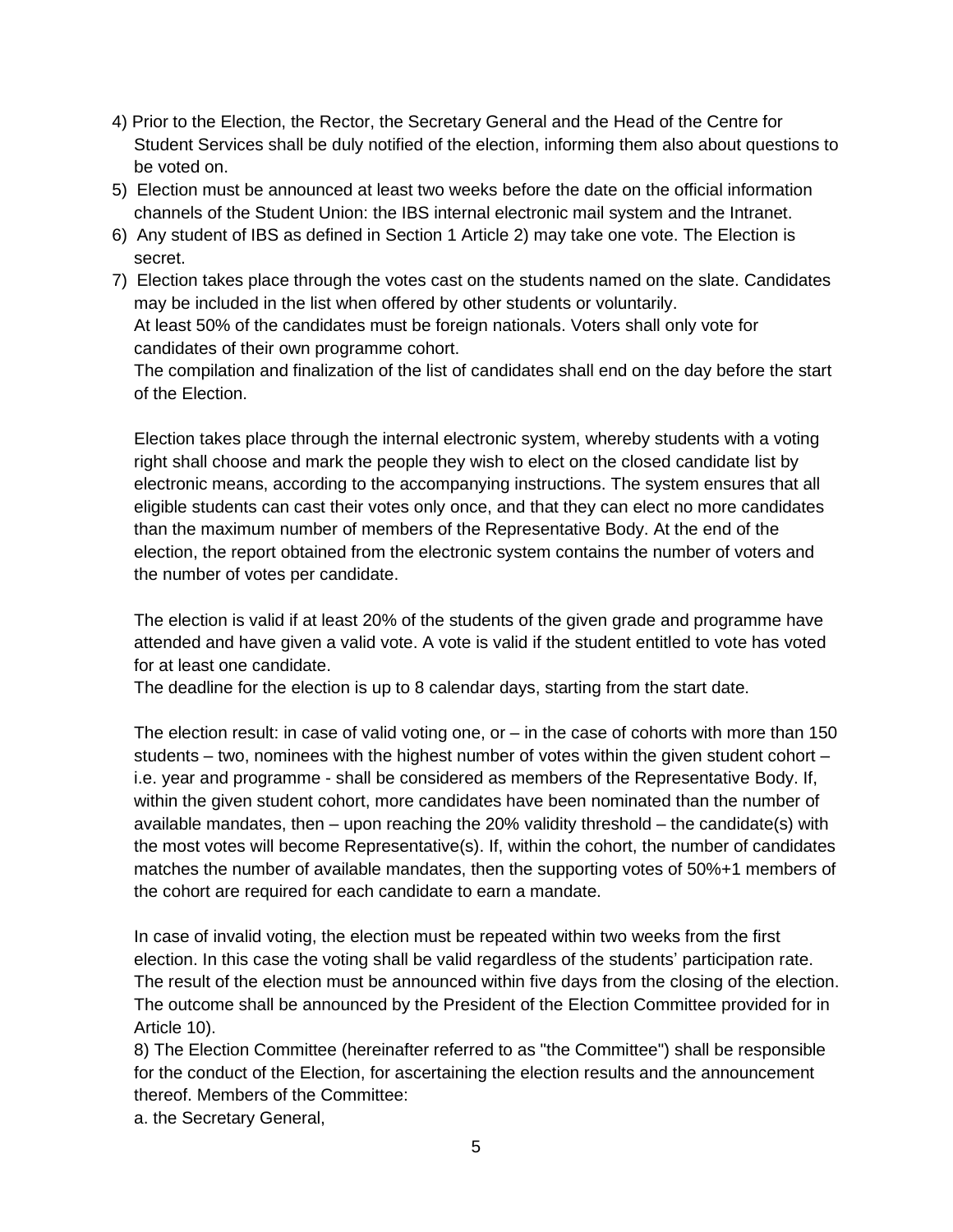4) Prior to the Election, the Rector, the Secretary General and the Head of the Centre for Student Services shall be duly notified of the election, informing them also about questions to be voted on.

5) Election must be announced at least two weeks before the date on the official information channels of the Student Union: the IBS internal electronic mail system and the Intranet.

6) Any student of IBS as defined in Section 1 Article 2) may take one vote. The Election is secret.

7) Election takes place through the votes cast on the students named on the slate. Candidates may be included in the list when offered by other students or voluntarily.
At least 50% of the candidates must be foreign nationals. Voters shall only vote for candidates of their own programme cohort.
The compilation and finalization of the list of candidates shall end on the day before the start of the Election.

Election takes place through the internal electronic system, whereby students with a voting right shall choose and mark the people they wish to elect on the closed candidate list by electronic means, according to the accompanying instructions. The system ensures that all eligible students can cast their votes only once, and that they can elect no more candidates than the maximum number of members of the Representative Body. At the end of the election, the report obtained from the electronic system contains the number of voters and the number of votes per candidate.

The election is valid if at least 20% of the students of the given grade and programme have attended and have given a valid vote. A vote is valid if the student entitled to vote has voted for at least one candidate.
The deadline for the election is up to 8 calendar days, starting from the start date.

The election result: in case of valid voting one, or – in the case of cohorts with more than 150 students – two, nominees with the highest number of votes within the given student cohort – i.e. year and programme - shall be considered as members of the Representative Body. If, within the given student cohort, more candidates have been nominated than the number of available mandates, then – upon reaching the 20% validity threshold – the candidate(s) with the most votes will become Representative(s). If, within the cohort, the number of candidates matches the number of available mandates, then the supporting votes of 50%+1 members of the cohort are required for each candidate to earn a mandate.

In case of invalid voting, the election must be repeated within two weeks from the first election. In this case the voting shall be valid regardless of the students' participation rate. The result of the election must be announced within five days from the closing of the election. The outcome shall be announced by the President of the Election Committee provided for in Article 10).

8) The Election Committee (hereinafter referred to as "the Committee") shall be responsible for the conduct of the Election, for ascertaining the election results and the announcement thereof. Members of the Committee:

a. the Secretary General,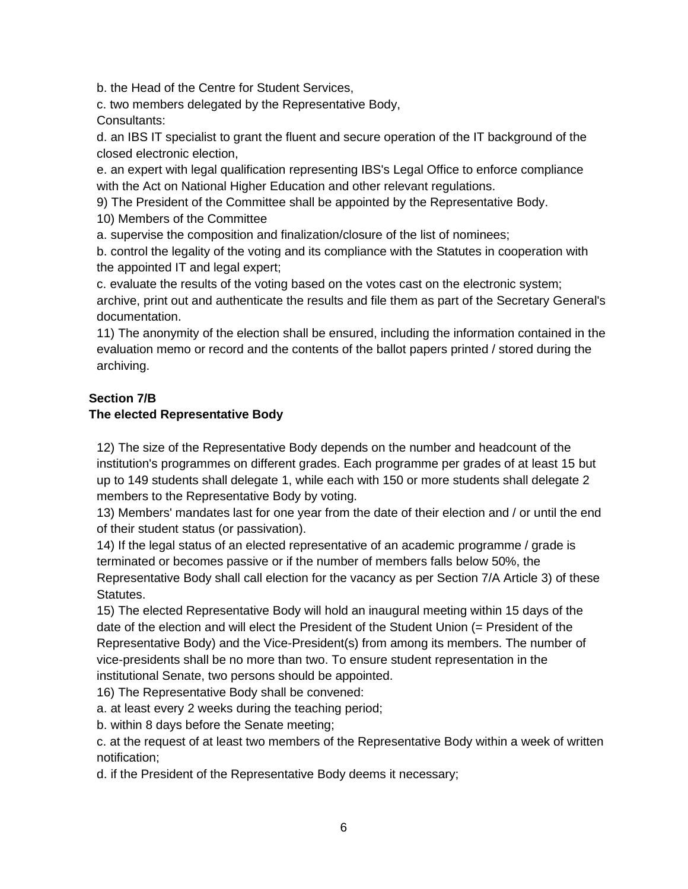b. the Head of the Centre for Student Services,

c. two members delegated by the Representative Body,

Consultants:

d. an IBS IT specialist to grant the fluent and secure operation of the IT background of the closed electronic election,

e. an expert with legal qualification representing IBS's Legal Office to enforce compliance with the Act on National Higher Education and other relevant regulations.

9) The President of the Committee shall be appointed by the Representative Body.

10) Members of the Committee

a. supervise the composition and finalization/closure of the list of nominees;

b. control the legality of the voting and its compliance with the Statutes in cooperation with the appointed IT and legal expert;

c. evaluate the results of the voting based on the votes cast on the electronic system; archive, print out and authenticate the results and file them as part of the Secretary General's documentation.

11) The anonymity of the election shall be ensured, including the information contained in the evaluation memo or record and the contents of the ballot papers printed / stored during the archiving.

**Section 7/B**
**The elected Representative Body**

12) The size of the Representative Body depends on the number and headcount of the institution's programmes on different grades. Each programme per grades of at least 15 but up to 149 students shall delegate 1, while each with 150 or more students shall delegate 2 members to the Representative Body by voting.

13) Members' mandates last for one year from the date of their election and / or until the end of their student status (or passivation).

14) If the legal status of an elected representative of an academic programme / grade is terminated or becomes passive or if the number of members falls below 50%, the Representative Body shall call election for the vacancy as per Section 7/A Article 3) of these Statutes.

15) The elected Representative Body will hold an inaugural meeting within 15 days of the date of the election and will elect the President of the Student Union (= President of the Representative Body) and the Vice-President(s) from among its members. The number of vice-presidents shall be no more than two. To ensure student representation in the institutional Senate, two persons should be appointed.

16) The Representative Body shall be convened:

a. at least every 2 weeks during the teaching period;

b. within 8 days before the Senate meeting;

c. at the request of at least two members of the Representative Body within a week of written notification;

d. if the President of the Representative Body deems it necessary;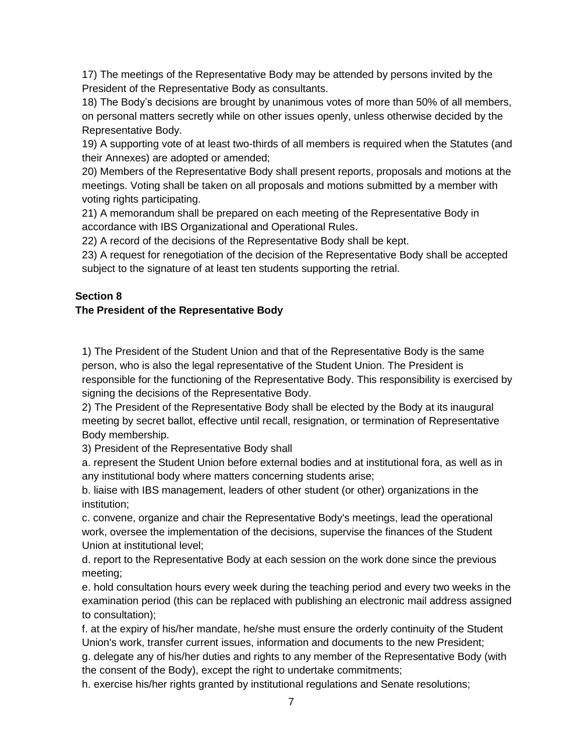17) The meetings of the Representative Body may be attended by persons invited by the President of the Representative Body as consultants.
18) The Body's decisions are brought by unanimous votes of more than 50% of all members, on personal matters secretly while on other issues openly, unless otherwise decided by the Representative Body.
19) A supporting vote of at least two-thirds of all members is required when the Statutes (and their Annexes) are adopted or amended;
20) Members of the Representative Body shall present reports, proposals and motions at the meetings. Voting shall be taken on all proposals and motions submitted by a member with voting rights participating.
21) A memorandum shall be prepared on each meeting of the Representative Body in accordance with IBS Organizational and Operational Rules.
22) A record of the decisions of the Representative Body shall be kept.
23) A request for renegotiation of the decision of the Representative Body shall be accepted subject to the signature of at least ten students supporting the retrial.

**Section 8**
**The President of the Representative Body**

1) The President of the Student Union and that of the Representative Body is the same person, who is also the legal representative of the Student Union. The President is responsible for the functioning of the Representative Body. This responsibility is exercised by signing the decisions of the Representative Body.
2) The President of the Representative Body shall be elected by the Body at its inaugural meeting by secret ballot, effective until recall, resignation, or termination of Representative Body membership.
3) President of the Representative Body shall
a. represent the Student Union before external bodies and at institutional fora, as well as in any institutional body where matters concerning students arise;
b. liaise with IBS management, leaders of other student (or other) organizations in the institution;
c. convene, organize and chair the Representative Body's meetings, lead the operational work, oversee the implementation of the decisions, supervise the finances of the Student Union at institutional level;
d. report to the Representative Body at each session on the work done since the previous meeting;
e. hold consultation hours every week during the teaching period and every two weeks in the examination period (this can be replaced with publishing an electronic mail address assigned to consultation);
f. at the expiry of his/her mandate, he/she must ensure the orderly continuity of the Student Union's work, transfer current issues, information and documents to the new President;
g. delegate any of his/her duties and rights to any member of the Representative Body (with the consent of the Body), except the right to undertake commitments;
h. exercise his/her rights granted by institutional regulations and Senate resolutions;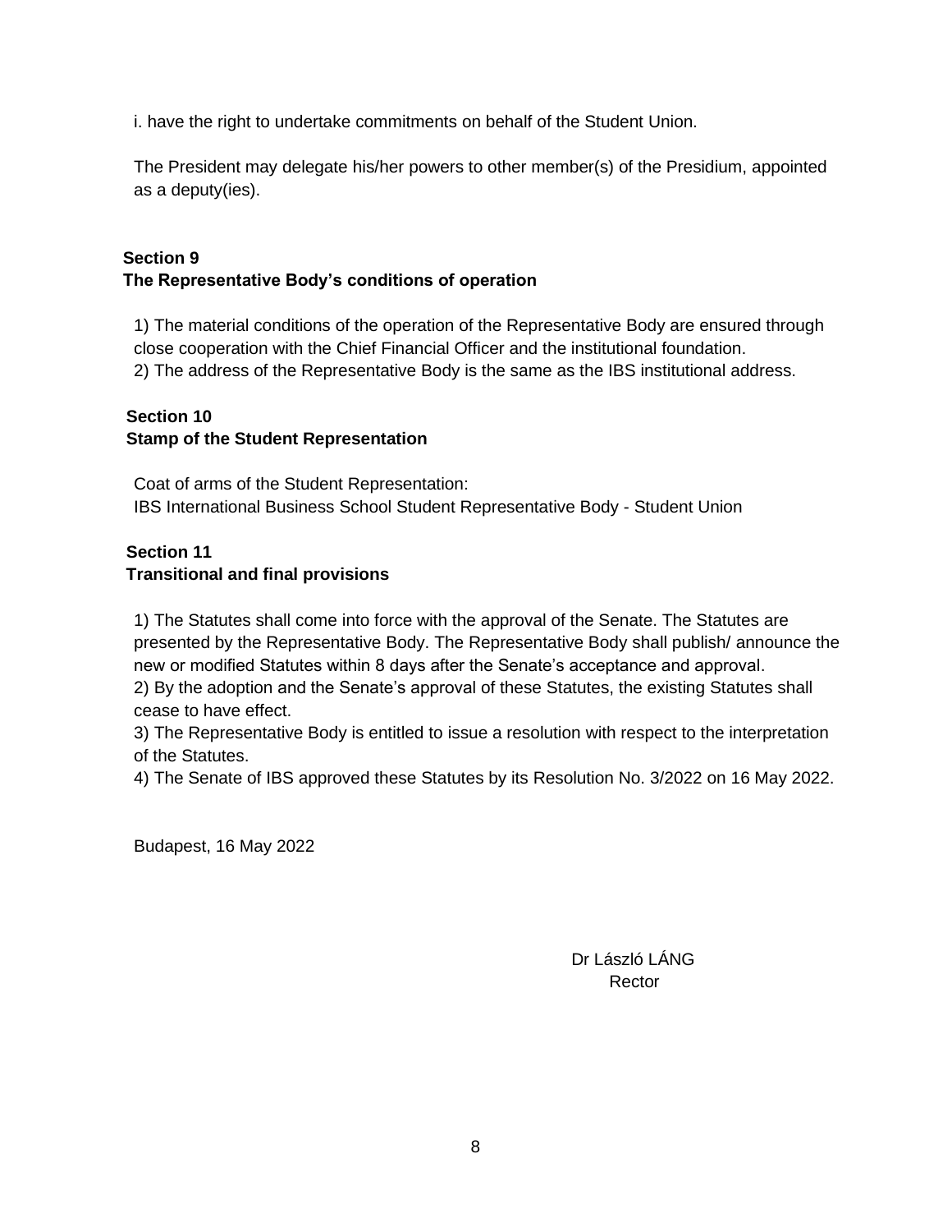i. have the right to undertake commitments on behalf of the Student Union.

The President may delegate his/her powers to other member(s) of the Presidium, appointed as a deputy(ies).

## Section 9
## The Representative Body's conditions of operation

1) The material conditions of the operation of the Representative Body are ensured through close cooperation with the Chief Financial Officer and the institutional foundation.
2) The address of the Representative Body is the same as the IBS institutional address.

## Section 10
## Stamp of the Student Representation

Coat of arms of the Student Representation:
IBS International Business School Student Representative Body - Student Union

## Section 11
## Transitional and final provisions

1) The Statutes shall come into force with the approval of the Senate. The Statutes are presented by the Representative Body. The Representative Body shall publish/ announce the new or modified Statutes within 8 days after the Senate's acceptance and approval.
2) By the adoption and the Senate's approval of these Statutes, the existing Statutes shall cease to have effect.
3) The Representative Body is entitled to issue a resolution with respect to the interpretation of the Statutes.
4) The Senate of IBS approved these Statutes by its Resolution No. 3/2022 on 16 May 2022.

Budapest, 16 May 2022

Dr László LÁNG
Rector